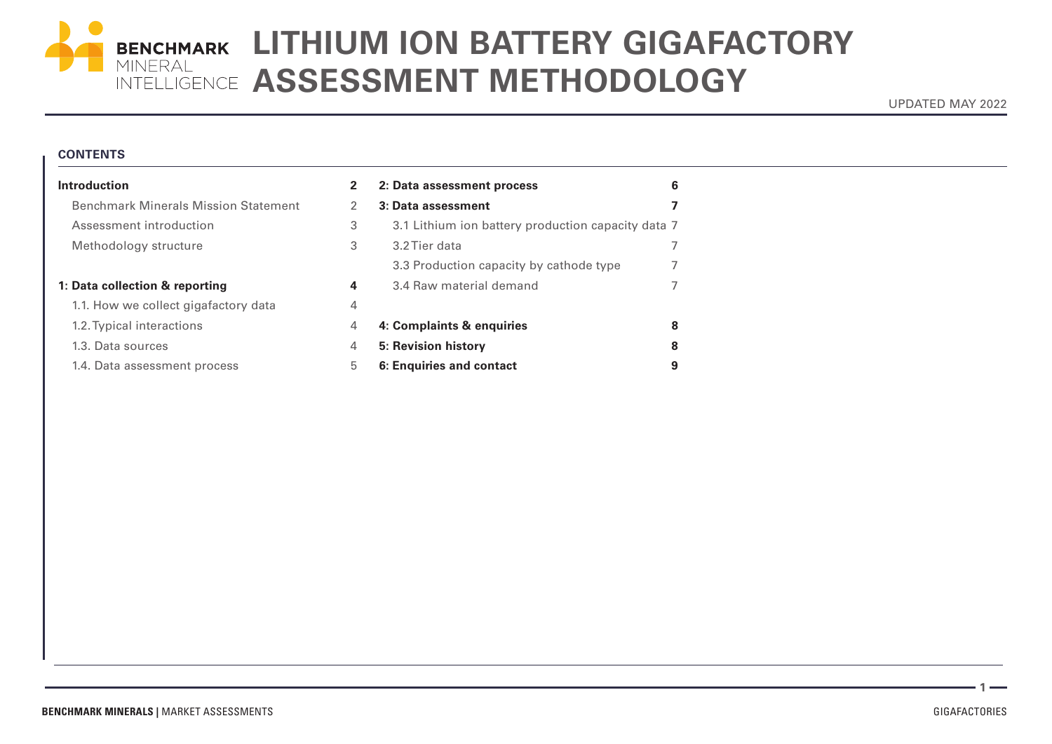# LITHIUM ION BATTERY GIGAFACTORY ASSESSMENT METHODOLOGY

UPDATED MAY 2022

**CONTENTS**

| | |
|---|---|
| **Introduction** | **2** |
| Benchmark Minerals Mission Statement | 2 |
| Assessment introduction | 3 |
| Methodology structure | 3 |
| **1: Data collection & reporting** | **4** |
| 1.1. How we collect gigafactory data | 4 |
| 1.2. Typical interactions | 4 |
| 1.3. Data sources | 4 |
| 1.4. Data assessment process | 5 |
| **2: Data assessment process** | **6** |
| **3: Data assessment** | **7** |
| 3.1 Lithium ion battery production capacity data | 7 |
| 3.2 Tier data | 7 |
| 3.3 Production capacity by cathode type | 7 |
| 3.4 Raw material demand | 7 |
| **4: Complaints & enquiries** | **8** |
| **5: Revision history** | **8** |
| **6: Enquiries and contact** | **9** |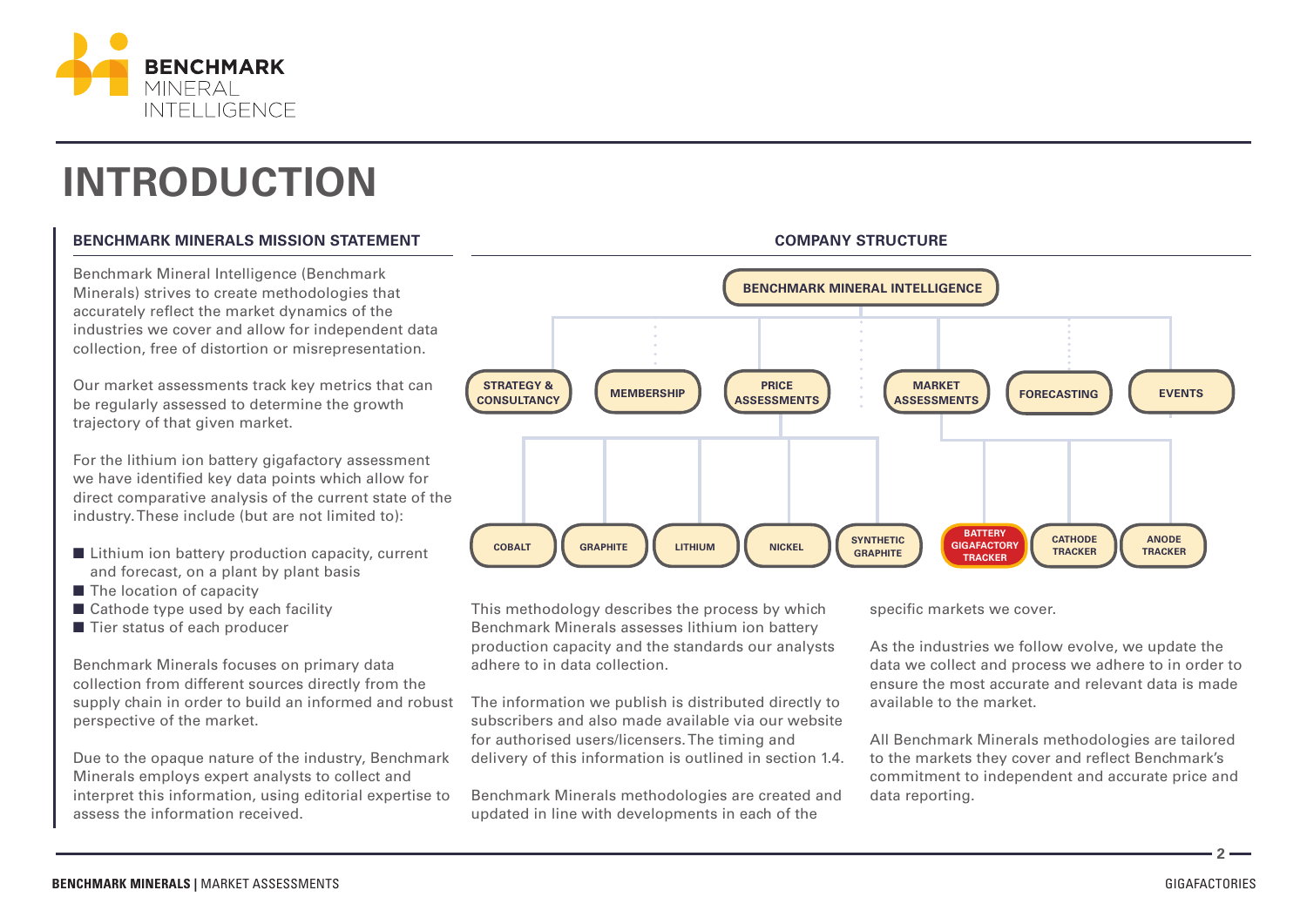# INTRODUCTION

## BENCHMARK MINERALS MISSION STATEMENT

Benchmark Mineral Intelligence (Benchmark Minerals) strives to create methodologies that accurately reflect the market dynamics of the industries we cover and allow for independent data collection, free of distortion or misrepresentation.

Our market assessments track key metrics that can be regularly assessed to determine the growth trajectory of that given market.

For the lithium ion battery gigafactory assessment we have identified key data points which allow for direct comparative analysis of the current state of the industry. These include (but are not limited to):

- Lithium ion battery production capacity, current and forecast, on a plant by plant basis
- The location of capacity
- Cathode type used by each facility
- Tier status of each producer

Benchmark Minerals focuses on primary data collection from different sources directly from the supply chain in order to build an informed and robust perspective of the market.

Due to the opaque nature of the industry, Benchmark Minerals employs expert analysts to collect and interpret this information, using editorial expertise to assess the information received.

## COMPANY STRUCTURE

- BENCHMARK MINERAL INTELLIGENCE
  - STRATEGY & CONSULTANCY
  - MEMBERSHIP
  - PRICE ASSESSMENTS
    - COBALT
    - GRAPHITE
    - LITHIUM
    - NICKEL
    - SYNTHETIC GRAPHITE
  - MARKET ASSESSMENTS
    - BATTERY GIGAFACTORY TRACKER
    - CATHODE TRACKER
    - ANODE TRACKER
  - FORECASTING
  - EVENTS

This methodology describes the process by which Benchmark Minerals assesses lithium ion battery production capacity and the standards our analysts adhere to in data collection.

The information we publish is distributed directly to subscribers and also made available via our website for authorised users/licensers. The timing and delivery of this information is outlined in section 1.4.

Benchmark Minerals methodologies are created and updated in line with developments in each of the specific markets we cover.

As the industries we follow evolve, we update the data we collect and process we adhere to in order to ensure the most accurate and relevant data is made available to the market.

All Benchmark Minerals methodologies are tailored to the markets they cover and reflect Benchmark's commitment to independent and accurate price and data reporting.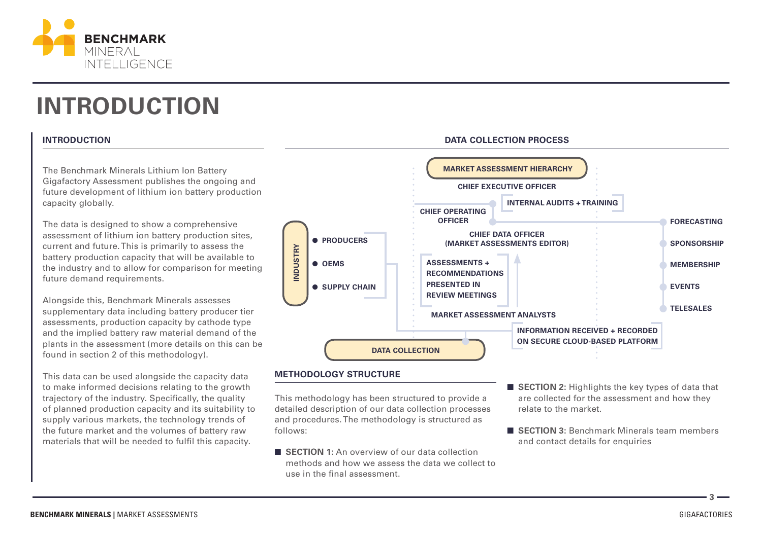# INTRODUCTION

## INTRODUCTION

The Benchmark Minerals Lithium Ion Battery Gigafactory Assessment publishes the ongoing and future development of lithium ion battery production capacity globally.

The data is designed to show a comprehensive assessment of lithium ion battery production sites, current and future. This is primarily to assess the battery production capacity that will be available to the industry and to allow for comparison for meeting future demand requirements.

Alongside this, Benchmark Minerals assesses supplementary data including battery producer tier assessments, production capacity by cathode type and the implied battery raw material demand of the plants in the assessment (more details on this can be found in section 2 of this methodology).

This data can be used alongside the capacity data to make informed decisions relating to the growth trajectory of the industry. Specifically, the quality of planned production capacity and its suitability to supply various markets, the technology trends of the future market and the volumes of battery raw materials that will be needed to fulfil this capacity.

## DATA COLLECTION PROCESS

MARKET ASSESSMENT HIERARCHY

CHIEF EXECUTIVE OFFICER

INTERNAL AUDITS + TRAINING

CHIEF OPERATING OFFICER

FORECASTING

SPONSORSHIP

MEMBERSHIP

EVENTS

TELESALES

CHIEF DATA OFFICER (MARKET ASSESSMENTS EDITOR)

INDUSTRY

- PRODUCERS
- OEMS
- SUPPLY CHAIN

ASSESSMENTS + RECOMMENDATIONS PRESENTED IN REVIEW MEETINGS

MARKET ASSESSMENT ANALYSTS

INFORMATION RECEIVED + RECORDED ON SECURE CLOUD-BASED PLATFORM

DATA COLLECTION

## METHODOLOGY STRUCTURE

This methodology has been structured to provide a detailed description of our data collection processes and procedures. The methodology is structured as follows:

- **SECTION 1:** An overview of our data collection methods and how we assess the data we collect to use in the final assessment.
- **SECTION 2:** Highlights the key types of data that are collected for the assessment and how they relate to the market.
- **SECTION 3:** Benchmark Minerals team members and contact details for enquiries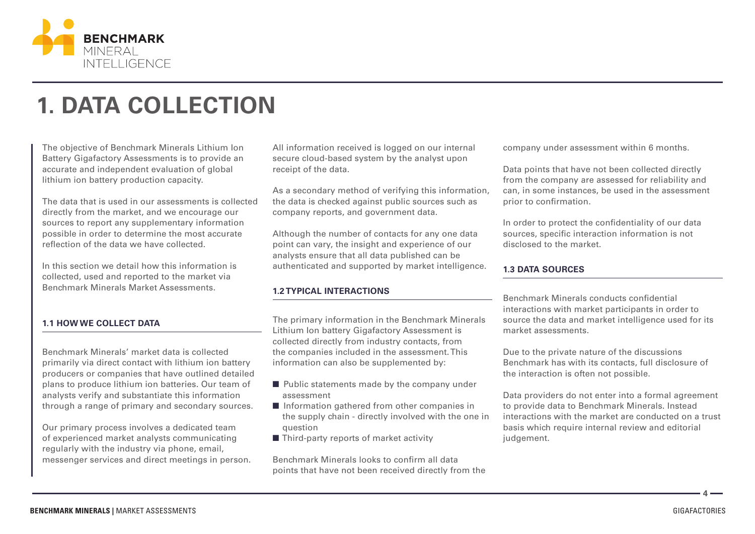# 1. DATA COLLECTION

The objective of Benchmark Minerals Lithium Ion Battery Gigafactory Assessments is to provide an accurate and independent evaluation of global lithium ion battery production capacity.

The data that is used in our assessments is collected directly from the market, and we encourage our sources to report any supplementary information possible in order to determine the most accurate reflection of the data we have collected.

In this section we detail how this information is collected, used and reported to the market via Benchmark Minerals Market Assessments.

### 1.1 HOW WE COLLECT DATA

Benchmark Minerals' market data is collected primarily via direct contact with lithium ion battery producers or companies that have outlined detailed plans to produce lithium ion batteries. Our team of analysts verify and substantiate this information through a range of primary and secondary sources.

Our primary process involves a dedicated team of experienced market analysts communicating regularly with the industry via phone, email, messenger services and direct meetings in person.

All information received is logged on our internal secure cloud-based system by the analyst upon receipt of the data.

As a secondary method of verifying this information, the data is checked against public sources such as company reports, and government data.

Although the number of contacts for any one data point can vary, the insight and experience of our analysts ensure that all data published can be authenticated and supported by market intelligence.

### 1.2 TYPICAL INTERACTIONS

The primary information in the Benchmark Minerals Lithium Ion battery Gigafactory Assessment is collected directly from industry contacts, from the companies included in the assessment. This information can also be supplemented by:

- Public statements made by the company under assessment
- Information gathered from other companies in the supply chain - directly involved with the one in question
- Third-party reports of market activity

Benchmark Minerals looks to confirm all data points that have not been received directly from the company under assessment within 6 months.

Data points that have not been collected directly from the company are assessed for reliability and can, in some instances, be used in the assessment prior to confirmation.

In order to protect the confidentiality of our data sources, specific interaction information is not disclosed to the market.

### 1.3 DATA SOURCES

Benchmark Minerals conducts confidential interactions with market participants in order to source the data and market intelligence used for its market assessments.

Due to the private nature of the discussions Benchmark has with its contacts, full disclosure of the interaction is often not possible.

Data providers do not enter into a formal agreement to provide data to Benchmark Minerals. Instead interactions with the market are conducted on a trust basis which require internal review and editorial judgement.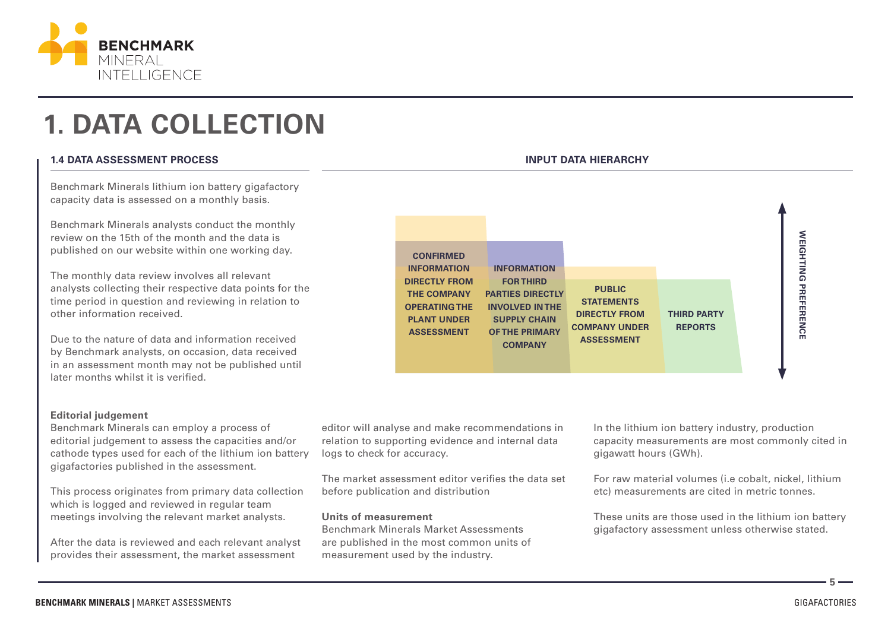# 1. DATA COLLECTION

### 1.4 DATA ASSESSMENT PROCESS

Benchmark Minerals lithium ion battery gigafactory capacity data is assessed on a monthly basis.

Benchmark Minerals analysts conduct the monthly review on the 15th of the month and the data is published on our website within one working day.

The monthly data review involves all relevant analysts collecting their respective data points for the time period in question and reviewing in relation to other information received.

Due to the nature of data and information received by Benchmark analysts, on occasion, data received in an assessment month may not be published until later months whilst it is verified.

### INPUT DATA HIERARCHY

| CONFIRMED INFORMATION DIRECTLY FROM THE COMPANY OPERATING THE PLANT UNDER ASSESSMENT | INFORMATION FOR THIRD PARTIES DIRECTLY INVOLVED IN THE SUPPLY CHAIN OF THE PRIMARY COMPANY | PUBLIC STATEMENTS DIRECTLY FROM COMPANY UNDER ASSESSMENT | THIRD PARTY REPORTS |
|---|---|---|---|

WEIGHTING PREFERENCE

**Editorial judgement**

Benchmark Minerals can employ a process of editorial judgement to assess the capacities and/or cathode types used for each of the lithium ion battery gigafactories published in the assessment.

This process originates from primary data collection which is logged and reviewed in regular team meetings involving the relevant market analysts.

After the data is reviewed and each relevant analyst provides their assessment, the market assessment editor will analyse and make recommendations in relation to supporting evidence and internal data logs to check for accuracy.

The market assessment editor verifies the data set before publication and distribution

**Units of measurement**

Benchmark Minerals Market Assessments are published in the most common units of measurement used by the industry.

In the lithium ion battery industry, production capacity measurements are most commonly cited in gigawatt hours (GWh).

For raw material volumes (i.e cobalt, nickel, lithium etc) measurements are cited in metric tonnes.

These units are those used in the lithium ion battery gigafactory assessment unless otherwise stated.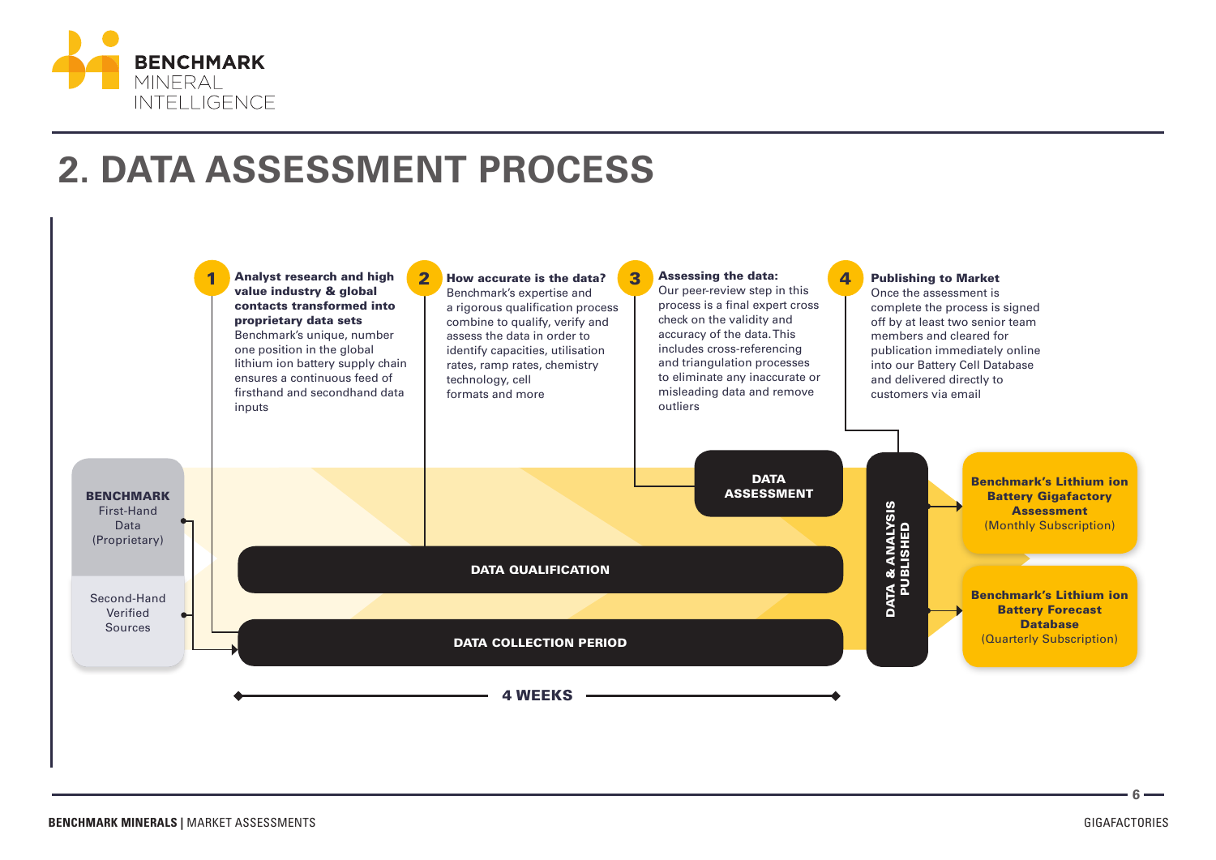# 2. DATA ASSESSMENT PROCESS

**1 — Analyst research and high value industry & global contacts transformed into proprietary data sets**
Benchmark's unique, number one position in the global lithium ion battery supply chain ensures a continuous feed of firsthand and secondhand data inputs

**2 — How accurate is the data?**
Benchmark's expertise and a rigorous qualification process combine to qualify, verify and assess the data in order to identify capacities, utilisation rates, ramp rates, chemistry technology, cell formats and more

**3 — Assessing the data:**
Our peer-review step in this process is a final expert cross check on the validity and accuracy of the data. This includes cross-referencing and triangulation processes to eliminate any inaccurate or misleading data and remove outliers

**4 — Publishing to Market**
Once the assessment is complete the process is signed off by at least two senior team members and cleared for publication immediately online into our Battery Cell Database and delivered directly to customers via email

**BENCHMARK** First-Hand Data (Proprietary)

Second-Hand Verified Sources

**DATA COLLECTION PERIOD**

**DATA QUALIFICATION**

**DATA ASSESSMENT**

**4 WEEKS**

**DATA & ANALYSIS PUBLISHED**

**Benchmark's Lithium ion Battery Gigafactory Assessment** (Monthly Subscription)

**Benchmark's Lithium ion Battery Forecast Database** (Quarterly Subscription)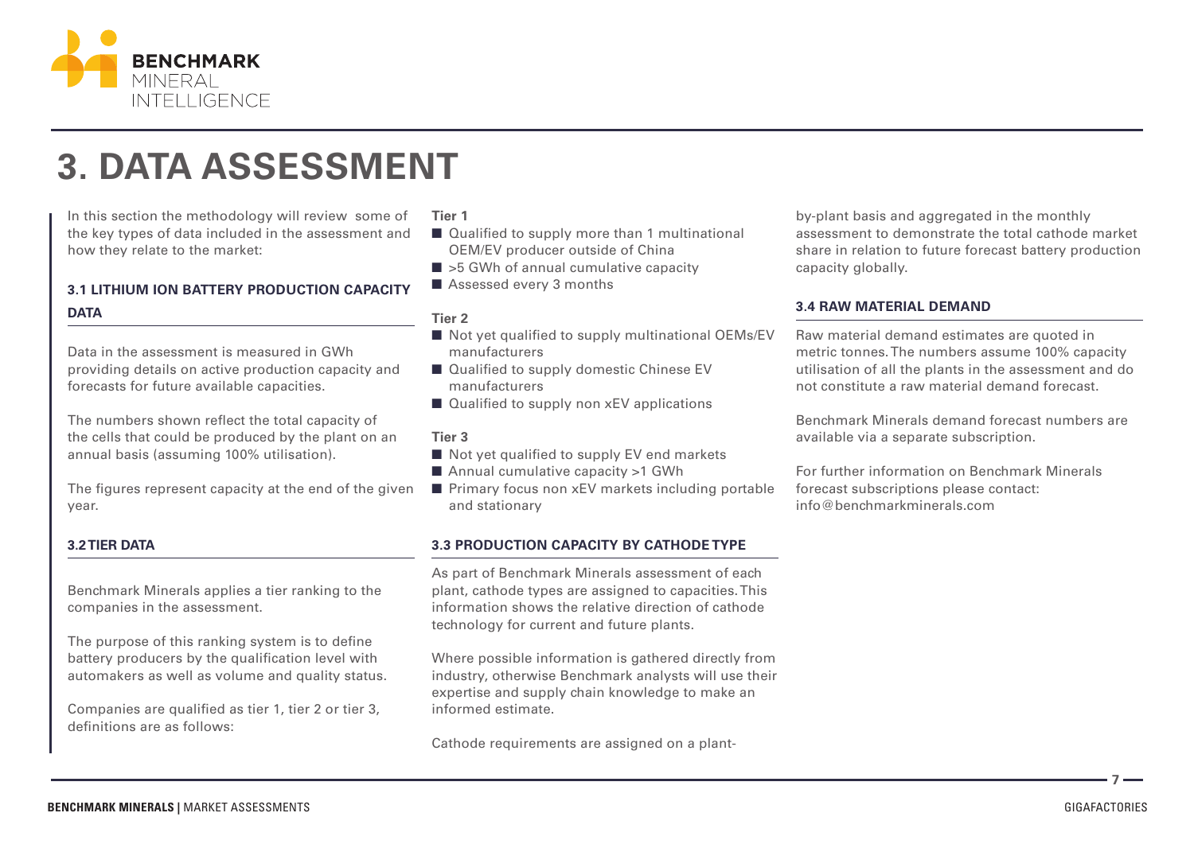# 3. DATA ASSESSMENT

In this section the methodology will review some of the key types of data included in the assessment and how they relate to the market:

### 3.1 LITHIUM ION BATTERY PRODUCTION CAPACITY DATA

Data in the assessment is measured in GWh providing details on active production capacity and forecasts for future available capacities.

The numbers shown reflect the total capacity of the cells that could be produced by the plant on an annual basis (assuming 100% utilisation).

The figures represent capacity at the end of the given year.

### 3.2 TIER DATA

Benchmark Minerals applies a tier ranking to the companies in the assessment.

The purpose of this ranking system is to define battery producers by the qualification level with automakers as well as volume and quality status.

Companies are qualified as tier 1, tier 2 or tier 3, definitions are as follows:

**Tier 1**

- Qualified to supply more than 1 multinational OEM/EV producer outside of China
- >5 GWh of annual cumulative capacity
- Assessed every 3 months

**Tier 2**

- Not yet qualified to supply multinational OEMs/EV manufacturers
- Qualified to supply domestic Chinese EV manufacturers
- Qualified to supply non xEV applications

**Tier 3**

- Not yet qualified to supply EV end markets
- Annual cumulative capacity >1 GWh
- Primary focus non xEV markets including portable and stationary

### 3.3 PRODUCTION CAPACITY BY CATHODE TYPE

As part of Benchmark Minerals assessment of each plant, cathode types are assigned to capacities. This information shows the relative direction of cathode technology for current and future plants.

Where possible information is gathered directly from industry, otherwise Benchmark analysts will use their expertise and supply chain knowledge to make an informed estimate.

Cathode requirements are assigned on a plant-by-plant basis and aggregated in the monthly assessment to demonstrate the total cathode market share in relation to future forecast battery production capacity globally.

### 3.4 RAW MATERIAL DEMAND

Raw material demand estimates are quoted in metric tonnes. The numbers assume 100% capacity utilisation of all the plants in the assessment and do not constitute a raw material demand forecast.

Benchmark Minerals demand forecast numbers are available via a separate subscription.

For further information on Benchmark Minerals forecast subscriptions please contact: info@benchmarkminerals.com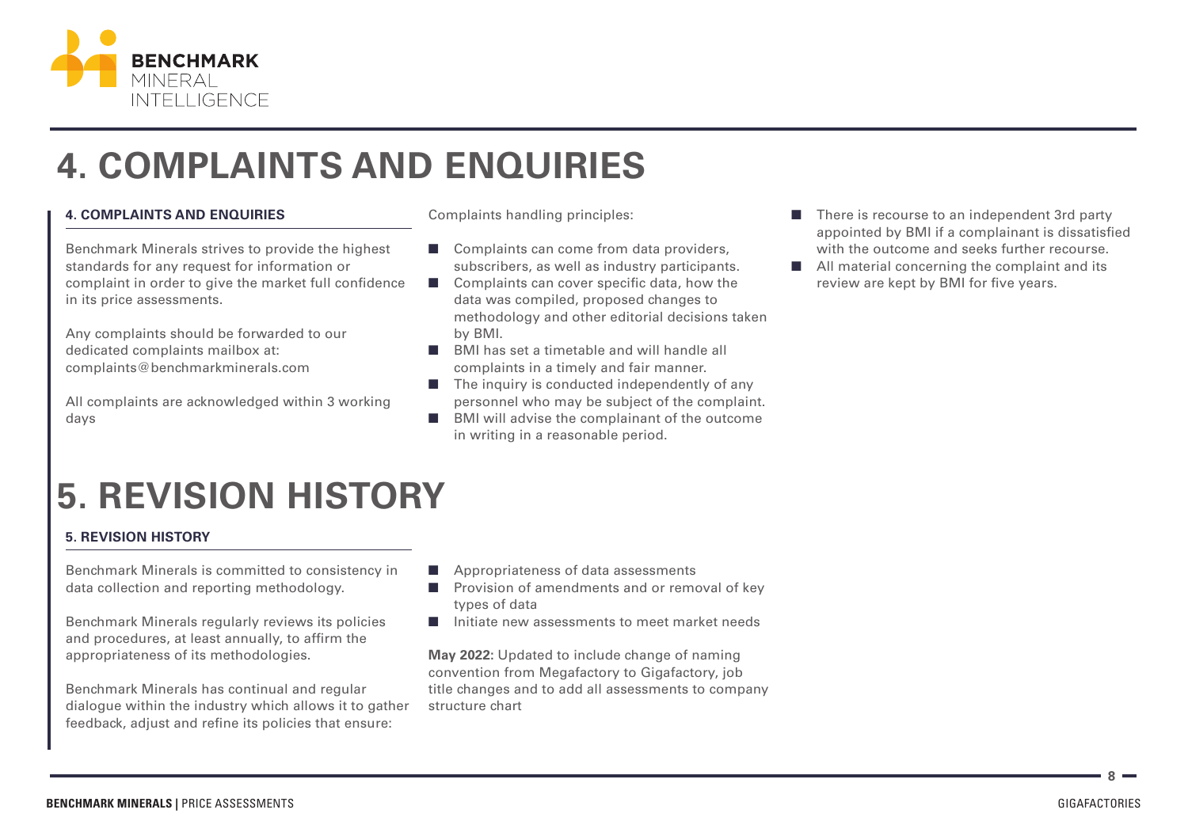# 4. COMPLAINTS AND ENQUIRIES

### 4. COMPLAINTS AND ENQUIRIES

Benchmark Minerals strives to provide the highest standards for any request for information or complaint in order to give the market full confidence in its price assessments.

Any complaints should be forwarded to our dedicated complaints mailbox at: complaints@benchmarkminerals.com

All complaints are acknowledged within 3 working days

Complaints handling principles:

- Complaints can come from data providers, subscribers, as well as industry participants.
- Complaints can cover specific data, how the data was compiled, proposed changes to methodology and other editorial decisions taken by BMI.
- BMI has set a timetable and will handle all complaints in a timely and fair manner.
- The inquiry is conducted independently of any personnel who may be subject of the complaint.
- BMI will advise the complainant of the outcome in writing in a reasonable period.
- There is recourse to an independent 3rd party appointed by BMI if a complainant is dissatisfied with the outcome and seeks further recourse.
- All material concerning the complaint and its review are kept by BMI for five years.

# 5. REVISION HISTORY

### 5. REVISION HISTORY

Benchmark Minerals is committed to consistency in data collection and reporting methodology.

Benchmark Minerals regularly reviews its policies and procedures, at least annually, to affirm the appropriateness of its methodologies.

Benchmark Minerals has continual and regular dialogue within the industry which allows it to gather feedback, adjust and refine its policies that ensure:

- Appropriateness of data assessments
- Provision of amendments and or removal of key types of data
- Initiate new assessments to meet market needs

**May 2022:** Updated to include change of naming convention from Megafactory to Gigafactory, job title changes and to add all assessments to company structure chart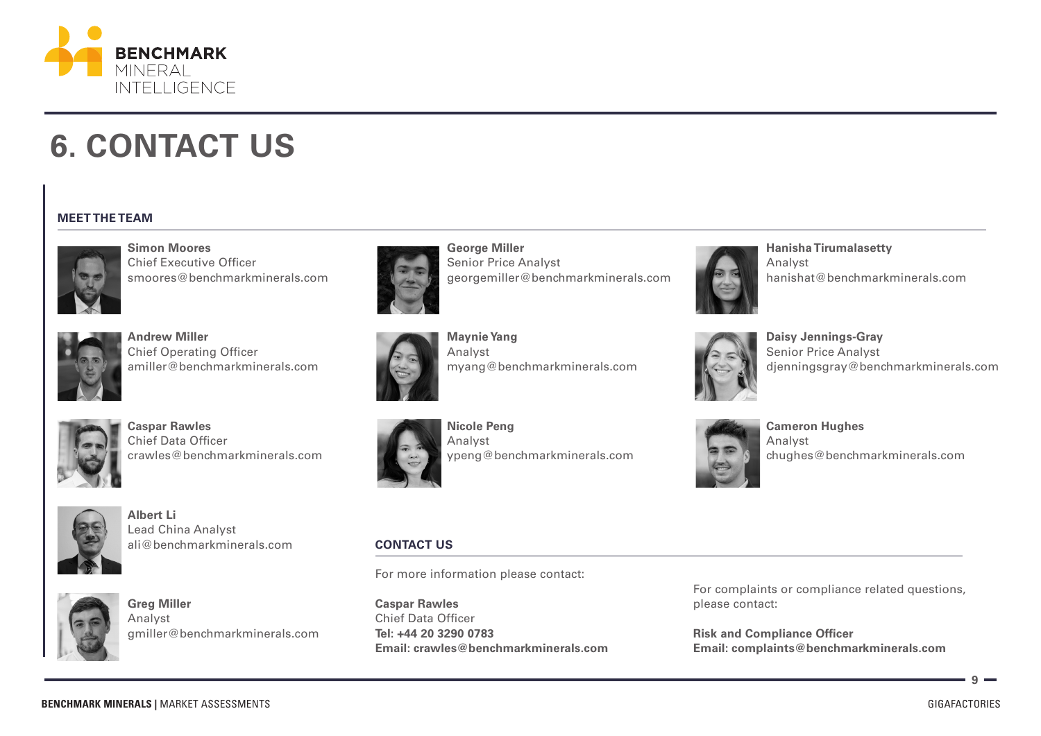# 6. CONTACT US

## MEET THE TEAM

**Simon Moores**
Chief Executive Officer
smoores@benchmarkminerals.com

**Andrew Miller**
Chief Operating Officer
amiller@benchmarkminerals.com

**Caspar Rawles**
Chief Data Officer
crawles@benchmarkminerals.com

**Albert Li**
Lead China Analyst
ali@benchmarkminerals.com

**Greg Miller**
Analyst
gmiller@benchmarkminerals.com

**George Miller**
Senior Price Analyst
georgemiller@benchmarkminerals.com

**Maynie Yang**
Analyst
myang@benchmarkminerals.com

**Nicole Peng**
Analyst
ypeng@benchmarkminerals.com

**Hanisha Tirumalasetty**
Analyst
hanishat@benchmarkminerals.com

**Daisy Jennings-Gray**
Senior Price Analyst
djenningsgray@benchmarkminerals.com

**Cameron Hughes**
Analyst
chughes@benchmarkminerals.com

## CONTACT US

For more information please contact:

**Caspar Rawles**
Chief Data Officer
**Tel: +44 20 3290 0783**
**Email: crawles@benchmarkminerals.com**

For complaints or compliance related questions, please contact:

**Risk and Compliance Officer**
**Email: complaints@benchmarkminerals.com**